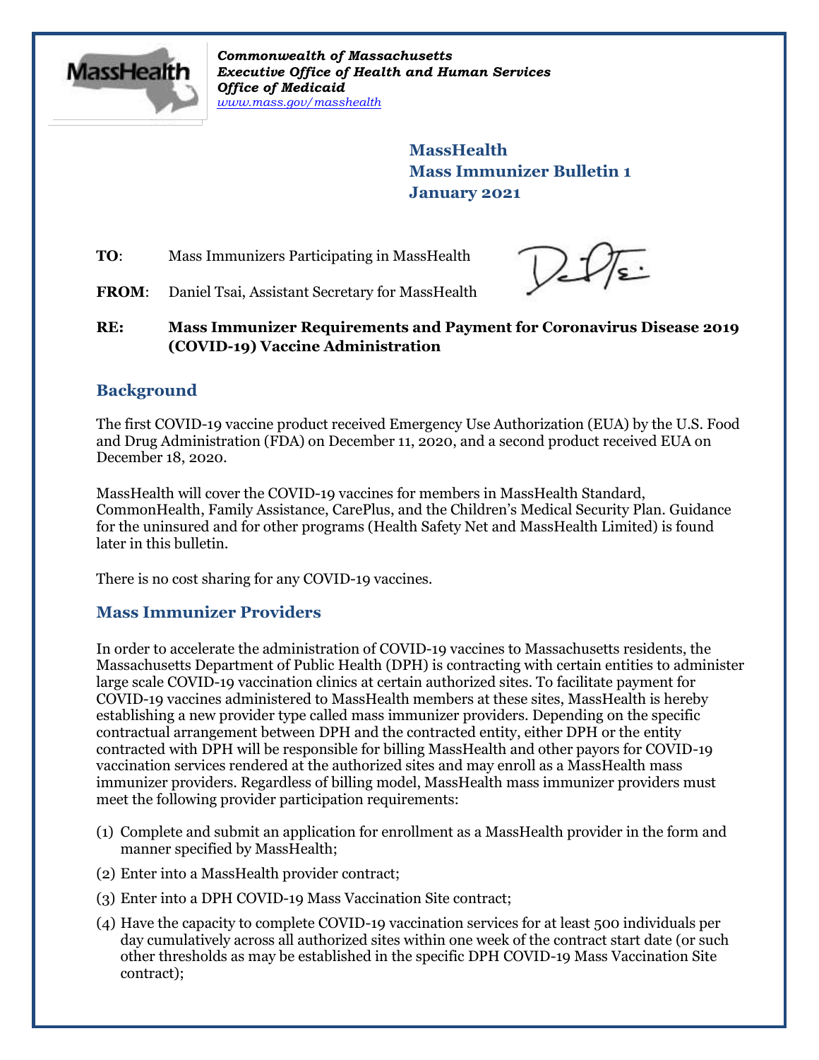*Commonwealth of Massachusetts*
***Executive Office of Health and Human Services***
***Office of Medicaid***
*www.mass.gov/masshealth*

**MassHealth**
**Mass Immunizer Bulletin 1**
**January 2021**

**TO**: Mass Immunizers Participating in MassHealth

**FROM**: Daniel Tsai, Assistant Secretary for MassHealth

**RE: Mass Immunizer Requirements and Payment for Coronavirus Disease 2019 (COVID-19) Vaccine Administration**

## Background

The first COVID-19 vaccine product received Emergency Use Authorization (EUA) by the U.S. Food and Drug Administration (FDA) on December 11, 2020, and a second product received EUA on December 18, 2020.

MassHealth will cover the COVID-19 vaccines for members in MassHealth Standard, CommonHealth, Family Assistance, CarePlus, and the Children's Medical Security Plan. Guidance for the uninsured and for other programs (Health Safety Net and MassHealth Limited) is found later in this bulletin.

There is no cost sharing for any COVID-19 vaccines.

## Mass Immunizer Providers

In order to accelerate the administration of COVID-19 vaccines to Massachusetts residents, the Massachusetts Department of Public Health (DPH) is contracting with certain entities to administer large scale COVID-19 vaccination clinics at certain authorized sites. To facilitate payment for COVID-19 vaccines administered to MassHealth members at these sites, MassHealth is hereby establishing a new provider type called mass immunizer providers. Depending on the specific contractual arrangement between DPH and the contracted entity, either DPH or the entity contracted with DPH will be responsible for billing MassHealth and other payors for COVID-19 vaccination services rendered at the authorized sites and may enroll as a MassHealth mass immunizer providers. Regardless of billing model, MassHealth mass immunizer providers must meet the following provider participation requirements:

(1) Complete and submit an application for enrollment as a MassHealth provider in the form and manner specified by MassHealth;

(2) Enter into a MassHealth provider contract;

(3) Enter into a DPH COVID-19 Mass Vaccination Site contract;

(4) Have the capacity to complete COVID-19 vaccination services for at least 500 individuals per day cumulatively across all authorized sites within one week of the contract start date (or such other thresholds as may be established in the specific DPH COVID-19 Mass Vaccination Site contract);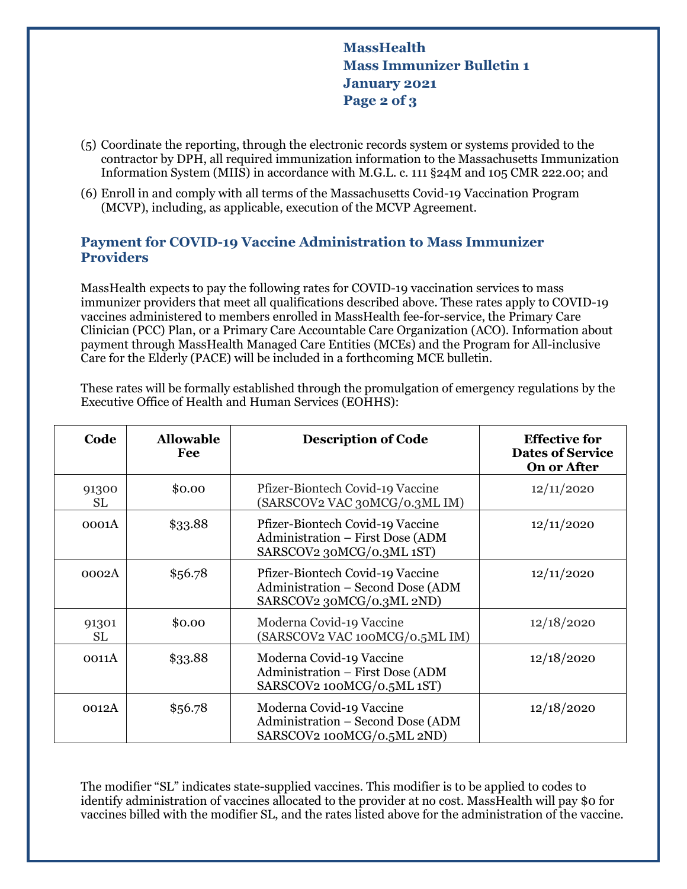(5) Coordinate the reporting, through the electronic records system or systems provided to the contractor by DPH, all required immunization information to the Massachusetts Immunization Information System (MIIS) in accordance with M.G.L. c. 111 §24M and 105 CMR 222.00; and

(6) Enroll in and comply with all terms of the Massachusetts Covid-19 Vaccination Program (MCVP), including, as applicable, execution of the MCVP Agreement.

## Payment for COVID-19 Vaccine Administration to Mass Immunizer Providers

MassHealth expects to pay the following rates for COVID-19 vaccination services to mass immunizer providers that meet all qualifications described above. These rates apply to COVID-19 vaccines administered to members enrolled in MassHealth fee-for-service, the Primary Care Clinician (PCC) Plan, or a Primary Care Accountable Care Organization (ACO). Information about payment through MassHealth Managed Care Entities (MCEs) and the Program for All-inclusive Care for the Elderly (PACE) will be included in a forthcoming MCE bulletin.

These rates will be formally established through the promulgation of emergency regulations by the Executive Office of Health and Human Services (EOHHS):

| Code | Allowable Fee | Description of Code | Effective for Dates of Service On or After |
|---|---|---|---|
| 91300 SL | $0.00 | Pfizer-Biontech Covid-19 Vaccine (SARSCOV2 VAC 30MCG/0.3ML IM) | 12/11/2020 |
| 0001A | $33.88 | Pfizer-Biontech Covid-19 Vaccine Administration – First Dose (ADM SARSCOV2 30MCG/0.3ML 1ST) | 12/11/2020 |
| 0002A | $56.78 | Pfizer-Biontech Covid-19 Vaccine Administration – Second Dose (ADM SARSCOV2 30MCG/0.3ML 2ND) | 12/11/2020 |
| 91301 SL | $0.00 | Moderna Covid-19 Vaccine (SARSCOV2 VAC 100MCG/0.5ML IM) | 12/18/2020 |
| 0011A | $33.88 | Moderna Covid-19 Vaccine Administration – First Dose (ADM SARSCOV2 100MCG/0.5ML 1ST) | 12/18/2020 |
| 0012A | $56.78 | Moderna Covid-19 Vaccine Administration – Second Dose (ADM SARSCOV2 100MCG/0.5ML 2ND) | 12/18/2020 |

The modifier "SL" indicates state-supplied vaccines. This modifier is to be applied to codes to identify administration of vaccines allocated to the provider at no cost. MassHealth will pay $0 for vaccines billed with the modifier SL, and the rates listed above for the administration of the vaccine.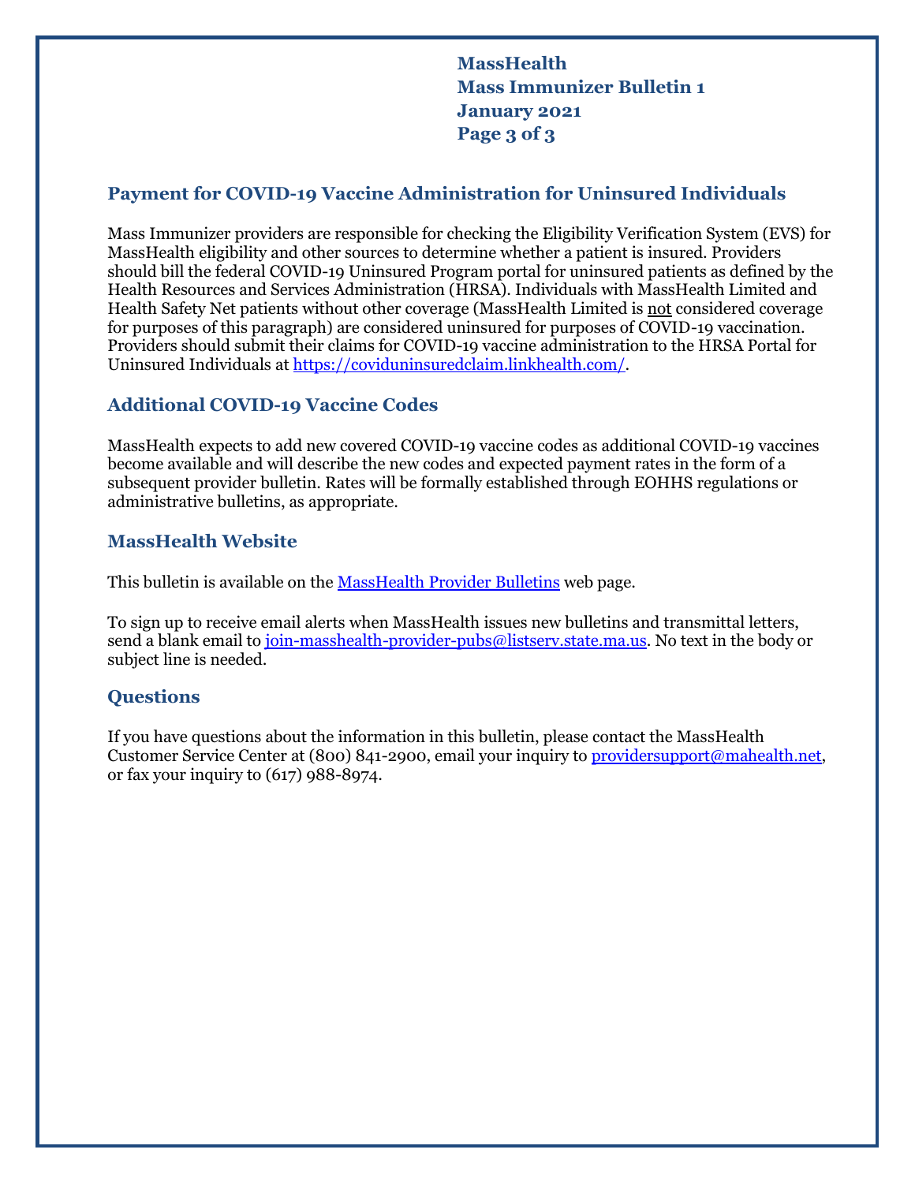## Payment for COVID-19 Vaccine Administration for Uninsured Individuals

Mass Immunizer providers are responsible for checking the Eligibility Verification System (EVS) for MassHealth eligibility and other sources to determine whether a patient is insured. Providers should bill the federal COVID-19 Uninsured Program portal for uninsured patients as defined by the Health Resources and Services Administration (HRSA). Individuals with MassHealth Limited and Health Safety Net patients without other coverage (MassHealth Limited is not considered coverage for purposes of this paragraph) are considered uninsured for purposes of COVID-19 vaccination. Providers should submit their claims for COVID-19 vaccine administration to the HRSA Portal for Uninsured Individuals at https://coviduninsuredclaim.linkhealth.com/.

## Additional COVID-19 Vaccine Codes

MassHealth expects to add new covered COVID-19 vaccine codes as additional COVID-19 vaccines become available and will describe the new codes and expected payment rates in the form of a subsequent provider bulletin. Rates will be formally established through EOHHS regulations or administrative bulletins, as appropriate.

## MassHealth Website

This bulletin is available on the MassHealth Provider Bulletins web page.

To sign up to receive email alerts when MassHealth issues new bulletins and transmittal letters, send a blank email to join-masshealth-provider-pubs@listserv.state.ma.us. No text in the body or subject line is needed.

## Questions

If you have questions about the information in this bulletin, please contact the MassHealth Customer Service Center at (800) 841-2900, email your inquiry to providersupport@mahealth.net, or fax your inquiry to (617) 988-8974.